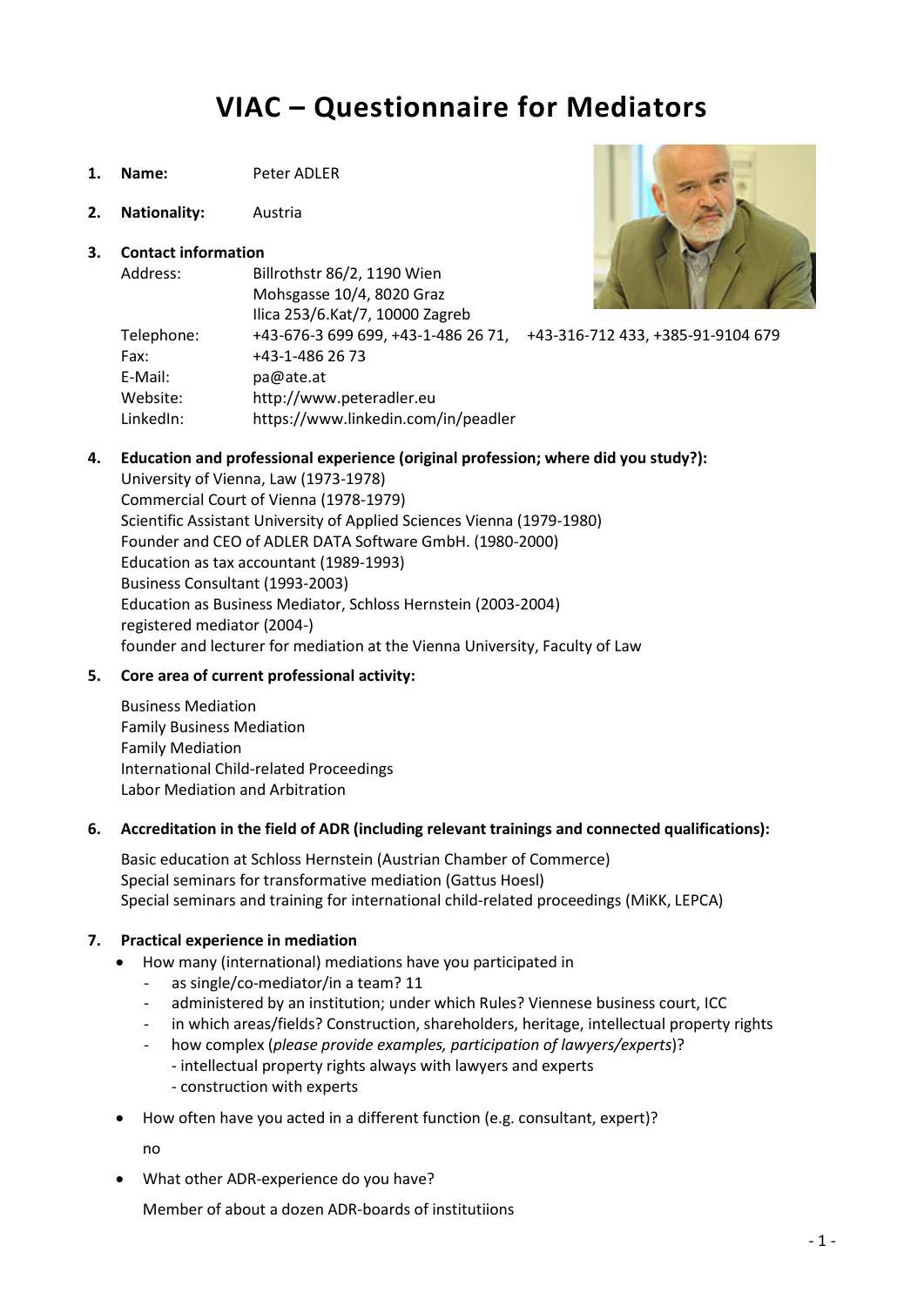# VIAC – Questionnaire for Mediators

1. **Name:** Peter ADLER

2. **Nationality:** Austria

3. **Contact information**

   Address: Billrothstr 86/2, 1190 Wien
   Mohsgasse 10/4, 8020 Graz
   Ilica 253/6.Kat/7, 10000 Zagreb

   Telephone: +43-676-3 699 699, +43-1-486 26 71, +43-316-712 433, +385-91-9104 679

   Fax: +43-1-486 26 73

   E-Mail: pa@ate.at

   Website: http://www.peteradler.eu

   LinkedIn: https://www.linkedin.com/in/peadler

4. **Education and professional experience (original profession; where did you study?):**

   University of Vienna, Law (1973-1978)
   Commercial Court of Vienna (1978-1979)
   Scientific Assistant University of Applied Sciences Vienna (1979-1980)
   Founder and CEO of ADLER DATA Software GmbH. (1980-2000)
   Education as tax accountant (1989-1993)
   Business Consultant (1993-2003)
   Education as Business Mediator, Schloss Hernstein (2003-2004)
   registered mediator (2004-)
   founder and lecturer for mediation at the Vienna University, Faculty of Law

5. **Core area of current professional activity:**

   Business Mediation
   Family Business Mediation
   Family Mediation
   International Child-related Proceedings
   Labor Mediation and Arbitration

6. **Accreditation in the field of ADR (including relevant trainings and connected qualifications):**

   Basic education at Schloss Hernstein (Austrian Chamber of Commerce)
   Special seminars for transformative mediation (Gattus Hoesl)
   Special seminars and training for international child-related proceedings (MiKK, LEPCA)

7. **Practical experience in mediation**

   - How many (international) mediations have you participated in
     - as single/co-mediator/in a team? 11
     - administered by an institution; under which Rules? Viennese business court, ICC
     - in which areas/fields? Construction, shareholders, heritage, intellectual property rights
     - how complex (*please provide examples, participation of lawyers/experts*)?
       - intellectual property rights always with lawyers and experts
       - construction with experts
   - How often have you acted in a different function (e.g. consultant, expert)?

     no
   - What other ADR-experience do you have?

     Member of about a dozen ADR-boards of institutiions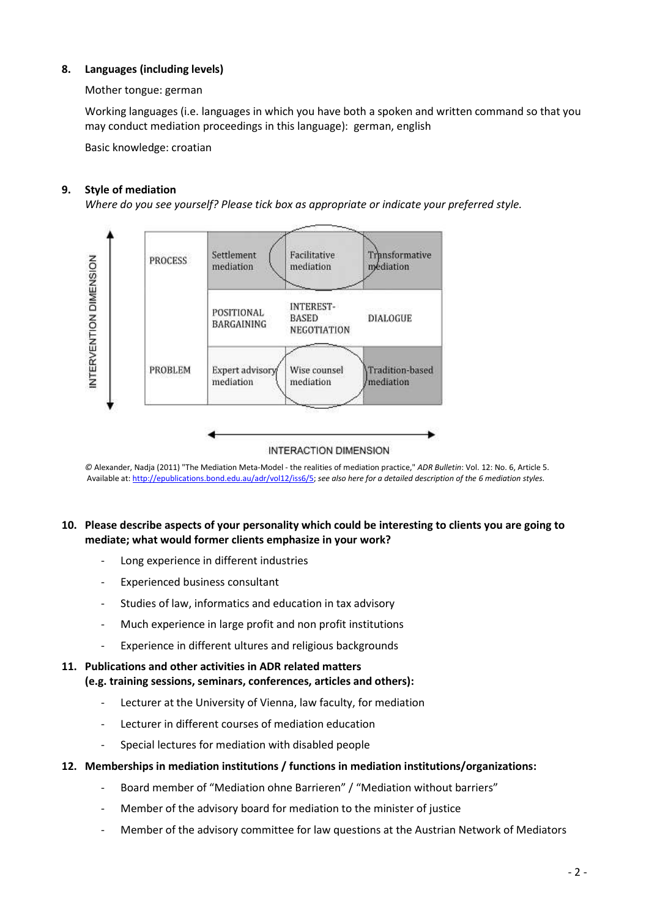## 8. Languages (including levels)

Mother tongue: german

Working languages (i.e. languages in which you have both a spoken and written command so that you may conduct mediation proceedings in this language): german, english

Basic knowledge: croatian

## 9. Style of mediation

*Where do you see yourself? Please tick box as appropriate or indicate your preferred style.*

INTERVENTION DIMENSION

| | | | |
|---|---|---|---|
| PROCESS | Settlement mediation | Facilitative mediation | Transformative mediation |
| | POSITIONAL BARGAINING | INTEREST-BASED NEGOTIATION | DIALOGUE |
| PROBLEM | Expert advisory mediation | Wise counsel mediation | Tradition-based mediation |

INTERACTION DIMENSION

© Alexander, Nadja (2011) "The Mediation Meta-Model - the realities of mediation practice," *ADR Bulletin*: Vol. 12: No. 6, Article 5. Available at: http://epublications.bond.edu.au/adr/vol12/iss6/5; *see also here for a detailed description of the 6 mediation styles.*

## 10. Please describe aspects of your personality which could be interesting to clients you are going to mediate; what would former clients emphasize in your work?

- Long experience in different industries
- Experienced business consultant
- Studies of law, informatics and education in tax advisory
- Much experience in large profit and non profit institutions
- Experience in different ultures and religious backgrounds

## 11. Publications and other activities in ADR related matters (e.g. training sessions, seminars, conferences, articles and others):

- Lecturer at the University of Vienna, law faculty, for mediation
- Lecturer in different courses of mediation education
- Special lectures for mediation with disabled people

## 12. Memberships in mediation institutions / functions in mediation institutions/organizations:

- Board member of "Mediation ohne Barrieren" / "Mediation without barriers"
- Member of the advisory board for mediation to the minister of justice
- Member of the advisory committee for law questions at the Austrian Network of Mediators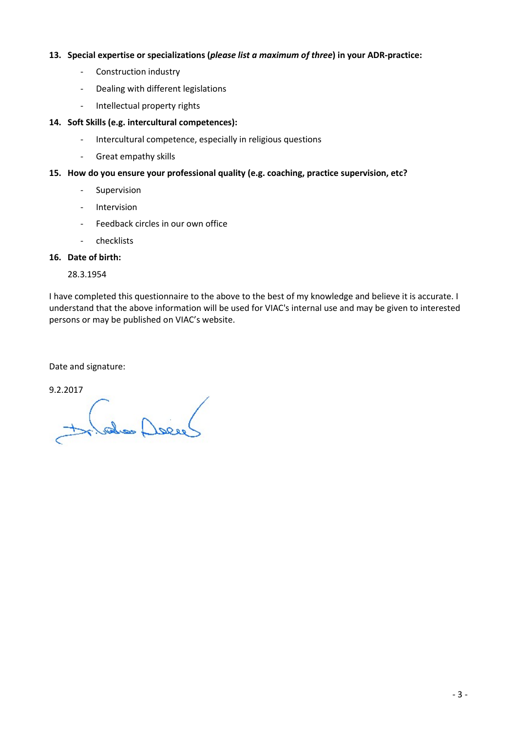**13. Special expertise or specializations (*please list a maximum of three*) in your ADR-practice:**

- Construction industry
- Dealing with different legislations
- Intellectual property rights

**14. Soft Skills (e.g. intercultural competences):**

- Intercultural competence, especially in religious questions
- Great empathy skills

**15. How do you ensure your professional quality (e.g. coaching, practice supervision, etc?**

- Supervision
- Intervision
- Feedback circles in our own office
- checklists

**16. Date of birth:**

28.3.1954

I have completed this questionnaire to the above to the best of my knowledge and believe it is accurate. I understand that the above information will be used for VIAC's internal use and may be given to interested persons or may be published on VIAC's website.

Date and signature:

9.2.2017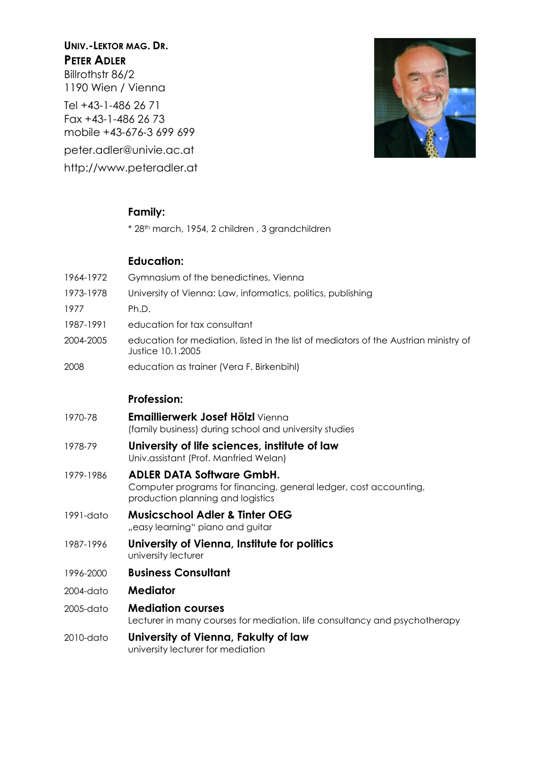**UNIV.-LEKTOR MAG. DR.**
**PETER ADLER**
Billrothstr 86/2
1190 Wien / Vienna

Tel +43-1-486 26 71
Fax +43-1-486 26 73
mobile +43-676-3 699 699

peter.adler@univie.ac.at

http://www.peteradler.at

## Family:

* 28th march, 1954, 2 children , 3 grandchildren

## Education:

| | |
|---|---|
| 1964-1972 | Gymnasium of the benedictines, Vienna |
| 1973-1978 | University of Vienna: Law, informatics, politics, publishing |
| 1977 | Ph.D. |
| 1987-1991 | education for tax consultant |
| 2004-2005 | education for mediation, listed in the list of mediators of the Austrian ministry of Justice 10.1.2005 |
| 2008 | education as trainer (Vera F. Birkenbihl) |

## Profession:

| | |
|---|---|
| 1970-78 | **Emaillierwerk Josef Hölzl** Vienna<br>(family business) during school and university studies |
| 1978-79 | **University of life sciences, institute of law**<br>Univ.assistant (Prof. Manfried Welan) |
| 1979-1986 | **ADLER DATA Software GmbH.**<br>Computer programs for financing, general ledger, cost accounting, production planning and logistics |
| 1991-dato | **Musicschool Adler & Tinter OEG**<br>„easy learning" piano and guitar |
| 1987-1996 | **University of Vienna, Institute for politics**<br>university lecturer |
| 1996-2000 | **Business Consultant** |
| 2004-dato | **Mediator** |
| 2005-dato | **Mediation courses**<br>Lecturer in many courses for mediation, life consultancy and psychotherapy |
| 2010-dato | **University of Vienna, Fakulty of law**<br>university lecturer for mediation |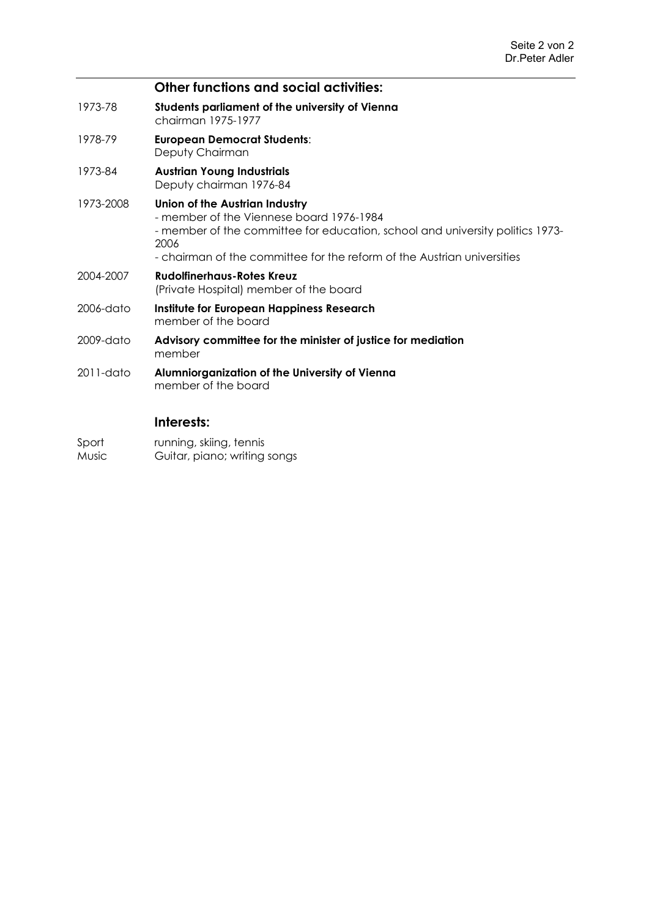## Other functions and social activities:

1973-78 **Students parliament of the university of Vienna**
chairman 1975-1977

1978-79 **European Democrat Students**:
Deputy Chairman

1973-84 **Austrian Young Industrials**
Deputy chairman 1976-84

1973-2008 **Union of the Austrian Industry**
- member of the Viennese board 1976-1984
- member of the committee for education, school and university politics 1973-2006
- chairman of the committee for the reform of the Austrian universities

2004-2007 **Rudolfinerhaus-Rotes Kreuz**
(Private Hospital) member of the board

2006-dato **Institute for European Happiness Research**
member of the board

2009-dato **Advisory committee for the minister of justice for mediation**
member

2011-dato **Alumniorganization of the University of Vienna**
member of the board

## Interests:

Sport running, skiing, tennis
Music Guitar, piano; writing songs